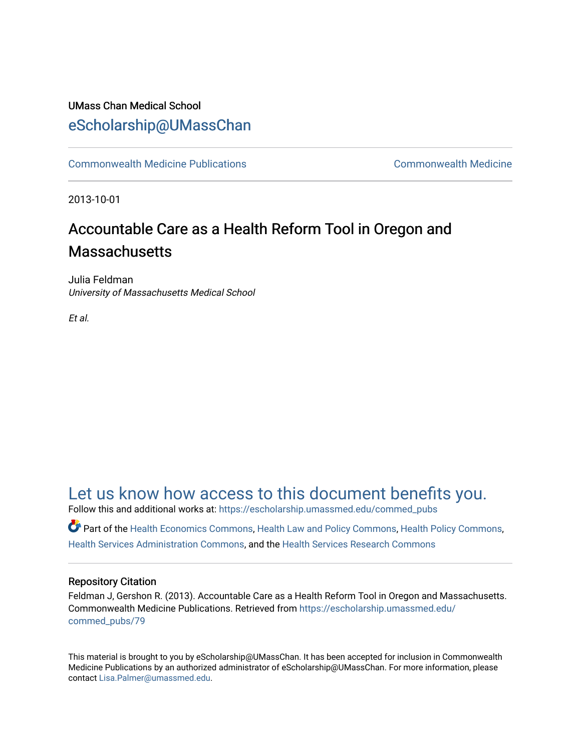UMass Chan Medical School

eScholarship@UMassChan

Commonwealth Medicine Publications | Commonwealth Medicine

2013-10-01

# Accountable Care as a Health Reform Tool in Oregon and Massachusetts

Julia Feldman
*University of Massachusetts Medical School*

*Et al.*

## Let us know how access to this document benefits you.

Follow this and additional works at: https://escholarship.umassmed.edu/commed_pubs

Part of the Health Economics Commons, Health Law and Policy Commons, Health Policy Commons, Health Services Administration Commons, and the Health Services Research Commons

### Repository Citation

Feldman J, Gershon R. (2013). Accountable Care as a Health Reform Tool in Oregon and Massachusetts. Commonwealth Medicine Publications. Retrieved from https://escholarship.umassmed.edu/commed_pubs/79

This material is brought to you by eScholarship@UMassChan. It has been accepted for inclusion in Commonwealth Medicine Publications by an authorized administrator of eScholarship@UMassChan. For more information, please contact Lisa.Palmer@umassmed.edu.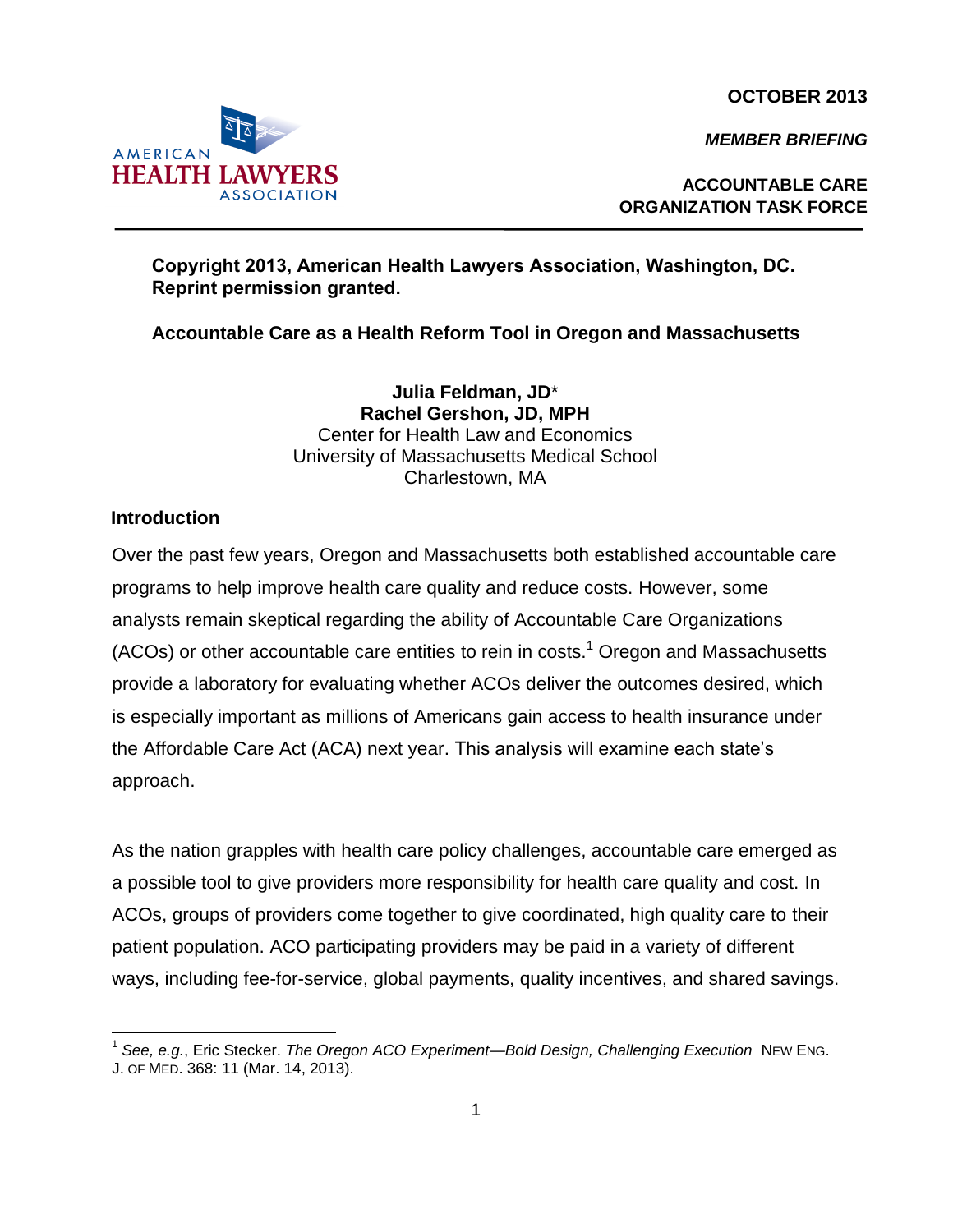OCTOBER 2013

*MEMBER BRIEFING*

**ACCOUNTABLE CARE ORGANIZATION TASK FORCE**

**Copyright 2013, American Health Lawyers Association, Washington, DC. Reprint permission granted.**

**Accountable Care as a Health Reform Tool in Oregon and Massachusetts**

**Julia Feldman, JD***
**Rachel Gershon, JD, MPH**
Center for Health Law and Economics
University of Massachusetts Medical School
Charlestown, MA

## Introduction

Over the past few years, Oregon and Massachusetts both established accountable care programs to help improve health care quality and reduce costs. However, some analysts remain skeptical regarding the ability of Accountable Care Organizations (ACOs) or other accountable care entities to rein in costs.[1] Oregon and Massachusetts provide a laboratory for evaluating whether ACOs deliver the outcomes desired, which is especially important as millions of Americans gain access to health insurance under the Affordable Care Act (ACA) next year. This analysis will examine each state's approach.

As the nation grapples with health care policy challenges, accountable care emerged as a possible tool to give providers more responsibility for health care quality and cost. In ACOs, groups of providers come together to give coordinated, high quality care to their patient population. ACO participating providers may be paid in a variety of different ways, including fee-for-service, global payments, quality incentives, and shared savings.

---

[1] *See, e.g.*, Eric Stecker. *The Oregon ACO Experiment—Bold Design, Challenging Execution* NEW ENG. J. OF MED. 368: 11 (Mar. 14, 2013).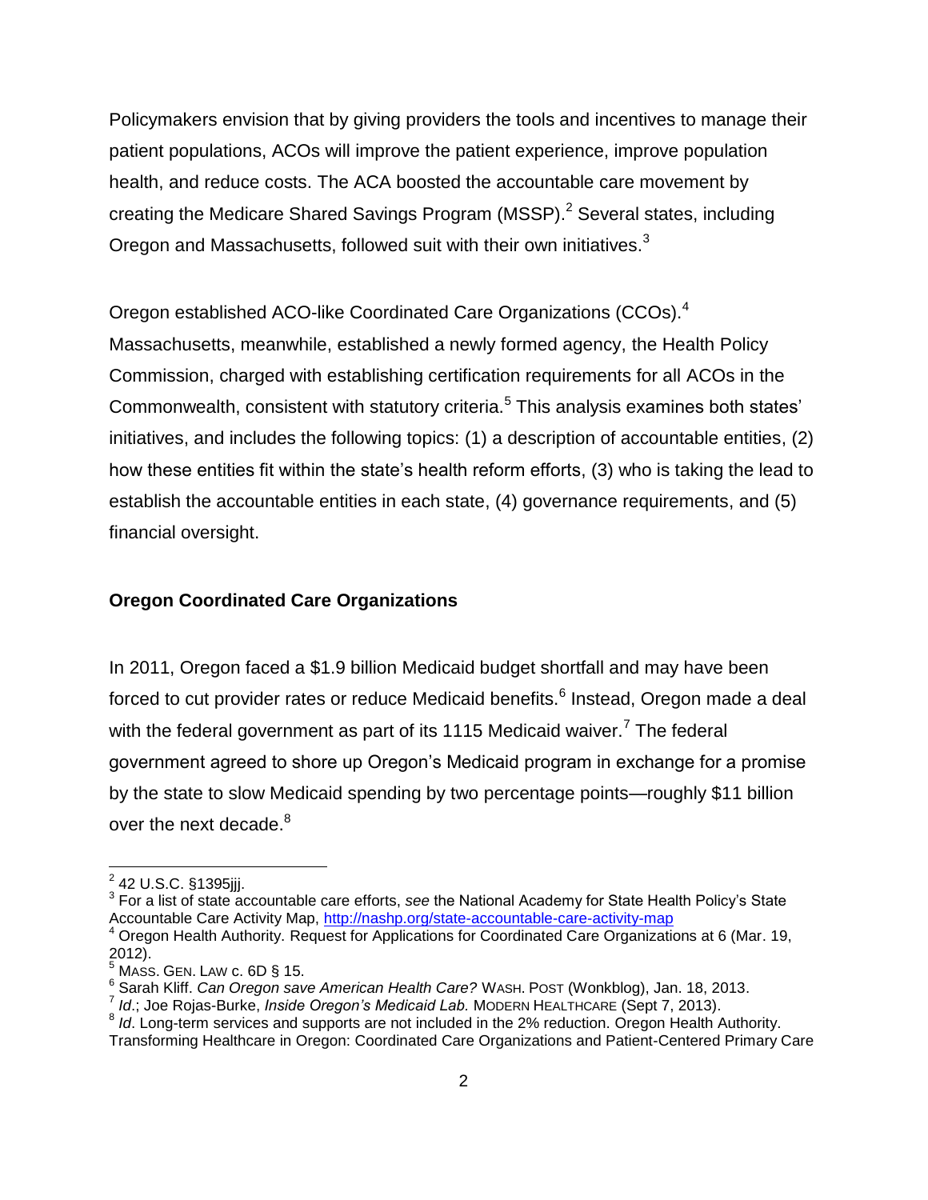Policymakers envision that by giving providers the tools and incentives to manage their patient populations, ACOs will improve the patient experience, improve population health, and reduce costs. The ACA boosted the accountable care movement by creating the Medicare Shared Savings Program (MSSP).[2] Several states, including Oregon and Massachusetts, followed suit with their own initiatives.[3]

Oregon established ACO-like Coordinated Care Organizations (CCOs).[4] Massachusetts, meanwhile, established a newly formed agency, the Health Policy Commission, charged with establishing certification requirements for all ACOs in the Commonwealth, consistent with statutory criteria.[5] This analysis examines both states' initiatives, and includes the following topics: (1) a description of accountable entities, (2) how these entities fit within the state's health reform efforts, (3) who is taking the lead to establish the accountable entities in each state, (4) governance requirements, and (5) financial oversight.

## Oregon Coordinated Care Organizations

In 2011, Oregon faced a $1.9 billion Medicaid budget shortfall and may have been forced to cut provider rates or reduce Medicaid benefits.[6] Instead, Oregon made a deal with the federal government as part of its 1115 Medicaid waiver.[7] The federal government agreed to shore up Oregon's Medicaid program in exchange for a promise by the state to slow Medicaid spending by two percentage points—roughly $11 billion over the next decade.[8]

---

[2] 42 U.S.C. §1395jjj.

[3] For a list of state accountable care efforts, *see* the National Academy for State Health Policy's State Accountable Care Activity Map, http://nashp.org/state-accountable-care-activity-map

[4] Oregon Health Authority. Request for Applications for Coordinated Care Organizations at 6 (Mar. 19, 2012).

[5] MASS. GEN. LAW c. 6D § 15.

[6] Sarah Kliff. *Can Oregon save American Health Care?* WASH. POST (Wonkblog), Jan. 18, 2013.

[7] *Id*.; Joe Rojas-Burke, *Inside Oregon's Medicaid Lab.* MODERN HEALTHCARE (Sept 7, 2013).

[8] *Id*. Long-term services and supports are not included in the 2% reduction. Oregon Health Authority. Transforming Healthcare in Oregon: Coordinated Care Organizations and Patient-Centered Primary Care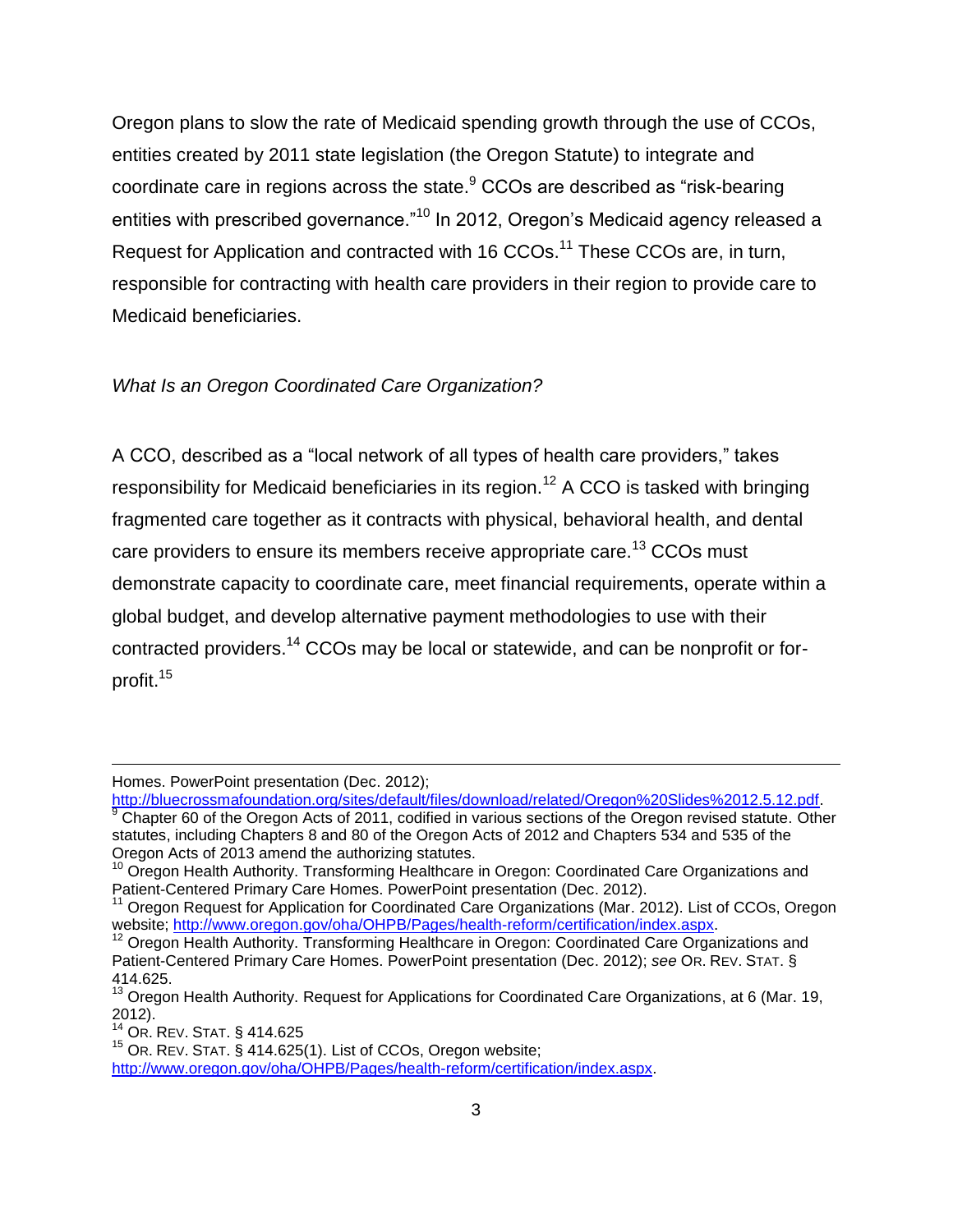Oregon plans to slow the rate of Medicaid spending growth through the use of CCOs, entities created by 2011 state legislation (the Oregon Statute) to integrate and coordinate care in regions across the state.[9] CCOs are described as "risk-bearing entities with prescribed governance."[10] In 2012, Oregon's Medicaid agency released a Request for Application and contracted with 16 CCOs.[11] These CCOs are, in turn, responsible for contracting with health care providers in their region to provide care to Medicaid beneficiaries.

*What Is an Oregon Coordinated Care Organization?*

A CCO, described as a "local network of all types of health care providers," takes responsibility for Medicaid beneficiaries in its region.[12] A CCO is tasked with bringing fragmented care together as it contracts with physical, behavioral health, and dental care providers to ensure its members receive appropriate care.[13] CCOs must demonstrate capacity to coordinate care, meet financial requirements, operate within a global budget, and develop alternative payment methodologies to use with their contracted providers.[14] CCOs may be local or statewide, and can be nonprofit or for-profit.[15]

---

Homes. PowerPoint presentation (Dec. 2012); http://bluecrossmafoundation.org/sites/default/files/download/related/Oregon%20Slides%2012.5.12.pdf.

[9] Chapter 60 of the Oregon Acts of 2011, codified in various sections of the Oregon revised statute. Other statutes, including Chapters 8 and 80 of the Oregon Acts of 2012 and Chapters 534 and 535 of the Oregon Acts of 2013 amend the authorizing statutes.

[10] Oregon Health Authority. Transforming Healthcare in Oregon: Coordinated Care Organizations and Patient-Centered Primary Care Homes. PowerPoint presentation (Dec. 2012).

[11] Oregon Request for Application for Coordinated Care Organizations (Mar. 2012). List of CCOs, Oregon website; http://www.oregon.gov/oha/OHPB/Pages/health-reform/certification/index.aspx.

[12] Oregon Health Authority. Transforming Healthcare in Oregon: Coordinated Care Organizations and Patient-Centered Primary Care Homes. PowerPoint presentation (Dec. 2012); *see* OR. REV. STAT. § 414.625.

[13] Oregon Health Authority. Request for Applications for Coordinated Care Organizations, at 6 (Mar. 19, 2012).

[14] OR. REV. STAT. § 414.625

[15] OR. REV. STAT. § 414.625(1). List of CCOs, Oregon website; http://www.oregon.gov/oha/OHPB/Pages/health-reform/certification/index.aspx.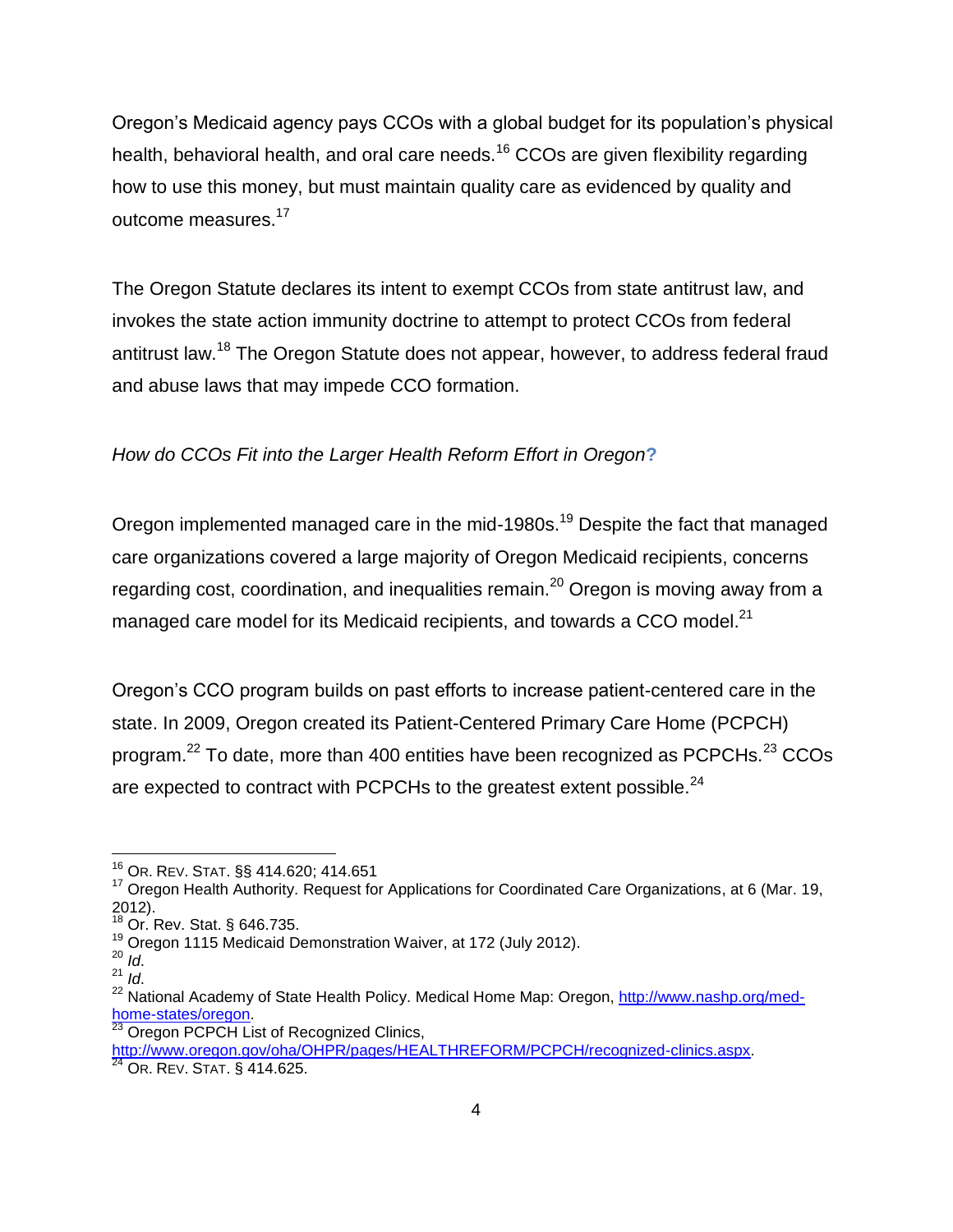Oregon's Medicaid agency pays CCOs with a global budget for its population's physical health, behavioral health, and oral care needs.[16] CCOs are given flexibility regarding how to use this money, but must maintain quality care as evidenced by quality and outcome measures.[17]

The Oregon Statute declares its intent to exempt CCOs from state antitrust law, and invokes the state action immunity doctrine to attempt to protect CCOs from federal antitrust law.[18] The Oregon Statute does not appear, however, to address federal fraud and abuse laws that may impede CCO formation.

*How do CCOs Fit into the Larger Health Reform Effort in Oregon?*

Oregon implemented managed care in the mid-1980s.[19] Despite the fact that managed care organizations covered a large majority of Oregon Medicaid recipients, concerns regarding cost, coordination, and inequalities remain.[20] Oregon is moving away from a managed care model for its Medicaid recipients, and towards a CCO model.[21]

Oregon's CCO program builds on past efforts to increase patient-centered care in the state. In 2009, Oregon created its Patient-Centered Primary Care Home (PCPCH) program.[22] To date, more than 400 entities have been recognized as PCPCHs.[23] CCOs are expected to contract with PCPCHs to the greatest extent possible.[24]

---

[16] OR. REV. STAT. §§ 414.620; 414.651

[17] Oregon Health Authority. Request for Applications for Coordinated Care Organizations, at 6 (Mar. 19, 2012).

[18] Or. Rev. Stat. § 646.735.

[19] Oregon 1115 Medicaid Demonstration Waiver, at 172 (July 2012).

[20] *Id*.

[21] *Id*.

[22] National Academy of State Health Policy. Medical Home Map: Oregon, [http://www.nashp.org/med-home-states/oregon](http://www.nashp.org/med-home-states/oregon).

[23] Oregon PCPCH List of Recognized Clinics, [http://www.oregon.gov/oha/OHPR/pages/HEALTHREFORM/PCPCH/recognized-clinics.aspx](http://www.oregon.gov/oha/OHPR/pages/HEALTHREFORM/PCPCH/recognized-clinics.aspx).

[24] OR. REV. STAT. § 414.625.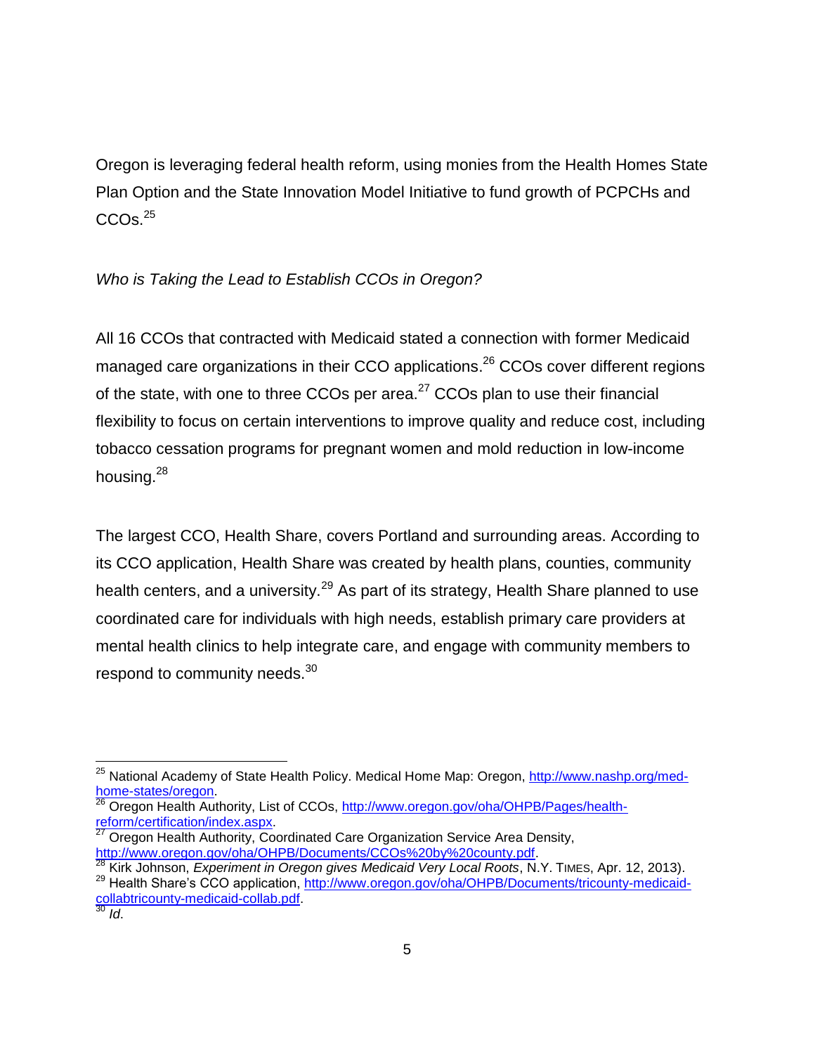Oregon is leveraging federal health reform, using monies from the Health Homes State Plan Option and the State Innovation Model Initiative to fund growth of PCPCHs and CCOs.[25]

*Who is Taking the Lead to Establish CCOs in Oregon?*

All 16 CCOs that contracted with Medicaid stated a connection with former Medicaid managed care organizations in their CCO applications.[26] CCOs cover different regions of the state, with one to three CCOs per area.[27] CCOs plan to use their financial flexibility to focus on certain interventions to improve quality and reduce cost, including tobacco cessation programs for pregnant women and mold reduction in low-income housing.[28]

The largest CCO, Health Share, covers Portland and surrounding areas. According to its CCO application, Health Share was created by health plans, counties, community health centers, and a university.[29] As part of its strategy, Health Share planned to use coordinated care for individuals with high needs, establish primary care providers at mental health clinics to help integrate care, and engage with community members to respond to community needs.[30]

---

[25] National Academy of State Health Policy. Medical Home Map: Oregon, http://www.nashp.org/med-home-states/oregon.

[26] Oregon Health Authority, List of CCOs, http://www.oregon.gov/oha/OHPB/Pages/health-reform/certification/index.aspx.

[27] Oregon Health Authority, Coordinated Care Organization Service Area Density, http://www.oregon.gov/oha/OHPB/Documents/CCOs%20by%20county.pdf.

[28] Kirk Johnson, *Experiment in Oregon gives Medicaid Very Local Roots*, N.Y. TIMES, Apr. 12, 2013).

[29] Health Share's CCO application, http://www.oregon.gov/oha/OHPB/Documents/tricounty-medicaid-collabtricounty-medicaid-collab.pdf.

[30] *Id*.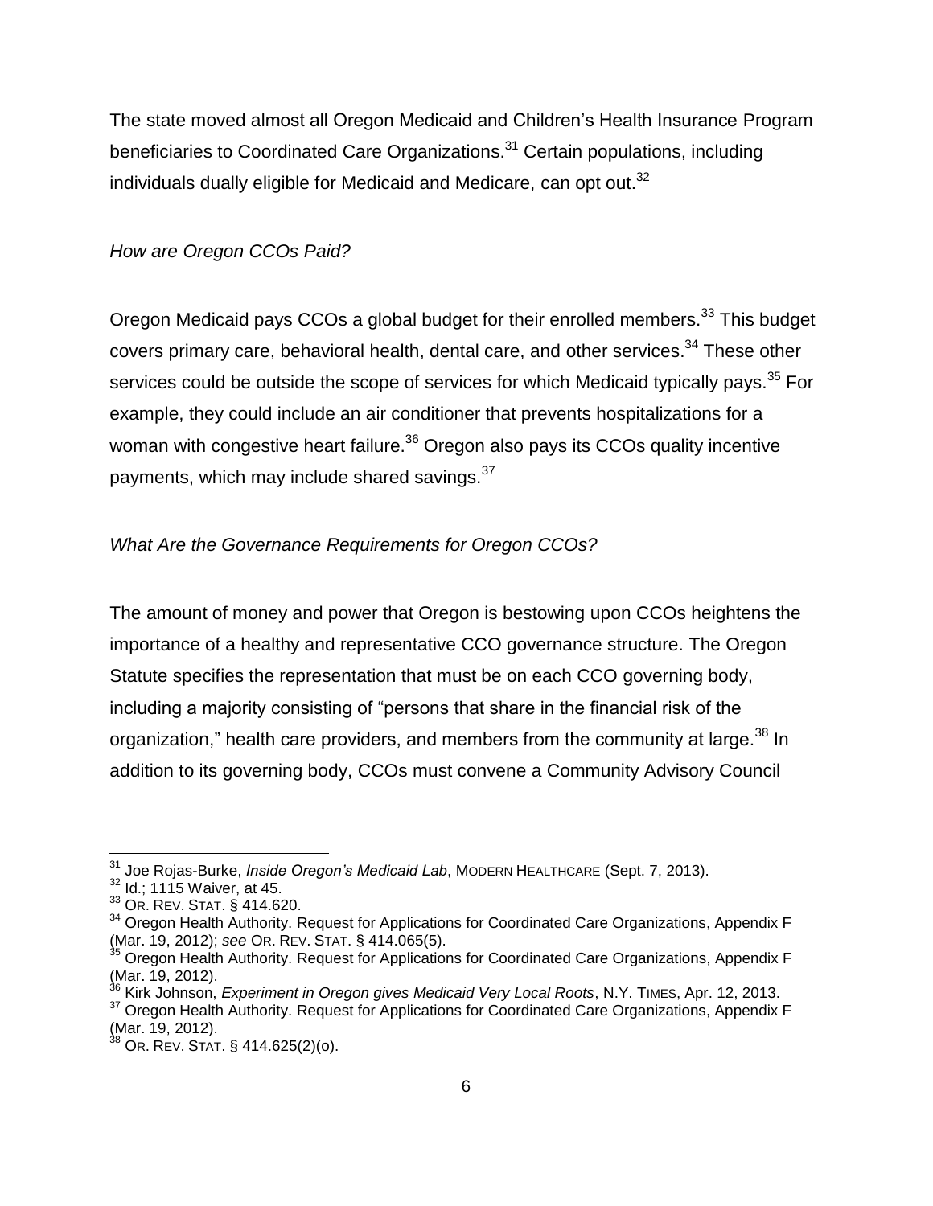The state moved almost all Oregon Medicaid and Children's Health Insurance Program beneficiaries to Coordinated Care Organizations.[31] Certain populations, including individuals dually eligible for Medicaid and Medicare, can opt out.[32]

*How are Oregon CCOs Paid?*

Oregon Medicaid pays CCOs a global budget for their enrolled members.[33] This budget covers primary care, behavioral health, dental care, and other services.[34] These other services could be outside the scope of services for which Medicaid typically pays.[35] For example, they could include an air conditioner that prevents hospitalizations for a woman with congestive heart failure.[36] Oregon also pays its CCOs quality incentive payments, which may include shared savings.[37]

*What Are the Governance Requirements for Oregon CCOs?*

The amount of money and power that Oregon is bestowing upon CCOs heightens the importance of a healthy and representative CCO governance structure. The Oregon Statute specifies the representation that must be on each CCO governing body, including a majority consisting of "persons that share in the financial risk of the organization," health care providers, and members from the community at large.[38] In addition to its governing body, CCOs must convene a Community Advisory Council

---

[31] Joe Rojas-Burke, *Inside Oregon's Medicaid Lab*, Modern Healthcare (Sept. 7, 2013).

[32] Id.; 1115 Waiver, at 45.

[33] Or. Rev. Stat. § 414.620.

[34] Oregon Health Authority. Request for Applications for Coordinated Care Organizations, Appendix F (Mar. 19, 2012); *see* Or. Rev. Stat. § 414.065(5).

[35] Oregon Health Authority. Request for Applications for Coordinated Care Organizations, Appendix F (Mar. 19, 2012).

[36] Kirk Johnson, *Experiment in Oregon gives Medicaid Very Local Roots*, N.Y. Times, Apr. 12, 2013.

[37] Oregon Health Authority. Request for Applications for Coordinated Care Organizations, Appendix F (Mar. 19, 2012).

[38] Or. Rev. Stat. § 414.625(2)(o).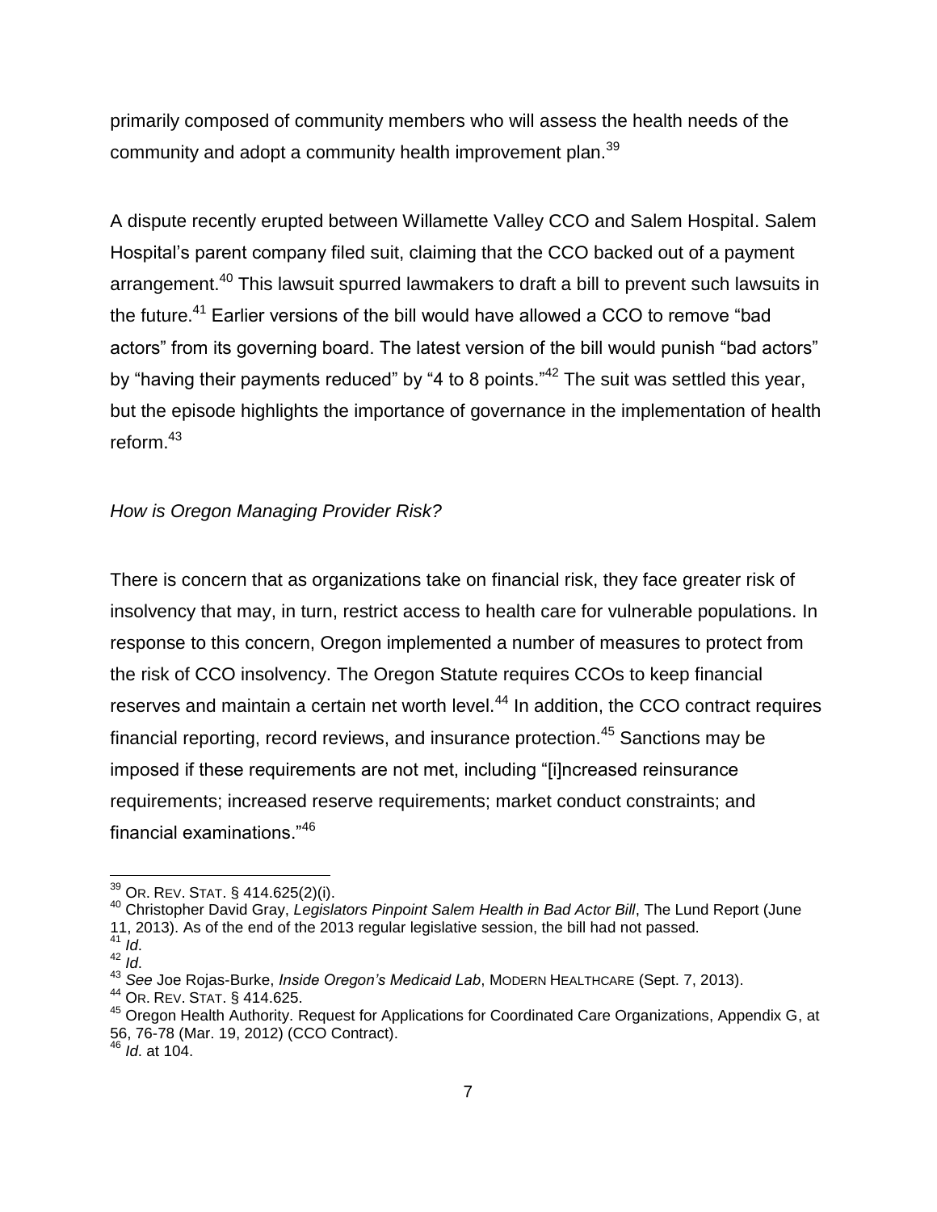primarily composed of community members who will assess the health needs of the community and adopt a community health improvement plan.[39]

A dispute recently erupted between Willamette Valley CCO and Salem Hospital. Salem Hospital's parent company filed suit, claiming that the CCO backed out of a payment arrangement.[40] This lawsuit spurred lawmakers to draft a bill to prevent such lawsuits in the future.[41] Earlier versions of the bill would have allowed a CCO to remove "bad actors" from its governing board. The latest version of the bill would punish "bad actors" by "having their payments reduced" by "4 to 8 points."[42] The suit was settled this year, but the episode highlights the importance of governance in the implementation of health reform.[43]

*How is Oregon Managing Provider Risk?*

There is concern that as organizations take on financial risk, they face greater risk of insolvency that may, in turn, restrict access to health care for vulnerable populations. In response to this concern, Oregon implemented a number of measures to protect from the risk of CCO insolvency. The Oregon Statute requires CCOs to keep financial reserves and maintain a certain net worth level.[44] In addition, the CCO contract requires financial reporting, record reviews, and insurance protection.[45] Sanctions may be imposed if these requirements are not met, including "[i]ncreased reinsurance requirements; increased reserve requirements; market conduct constraints; and financial examinations."[46]

---

[39] OR. REV. STAT. § 414.625(2)(i).

[40] Christopher David Gray, *Legislators Pinpoint Salem Health in Bad Actor Bill*, The Lund Report (June 11, 2013). As of the end of the 2013 regular legislative session, the bill had not passed.

[41] *Id*.

[42] *Id*.

[43] *See* Joe Rojas-Burke, *Inside Oregon's Medicaid Lab*, MODERN HEALTHCARE (Sept. 7, 2013).

[44] OR. REV. STAT. § 414.625.

[45] Oregon Health Authority. Request for Applications for Coordinated Care Organizations, Appendix G, at 56, 76-78 (Mar. 19, 2012) (CCO Contract).

[46] *Id*. at 104.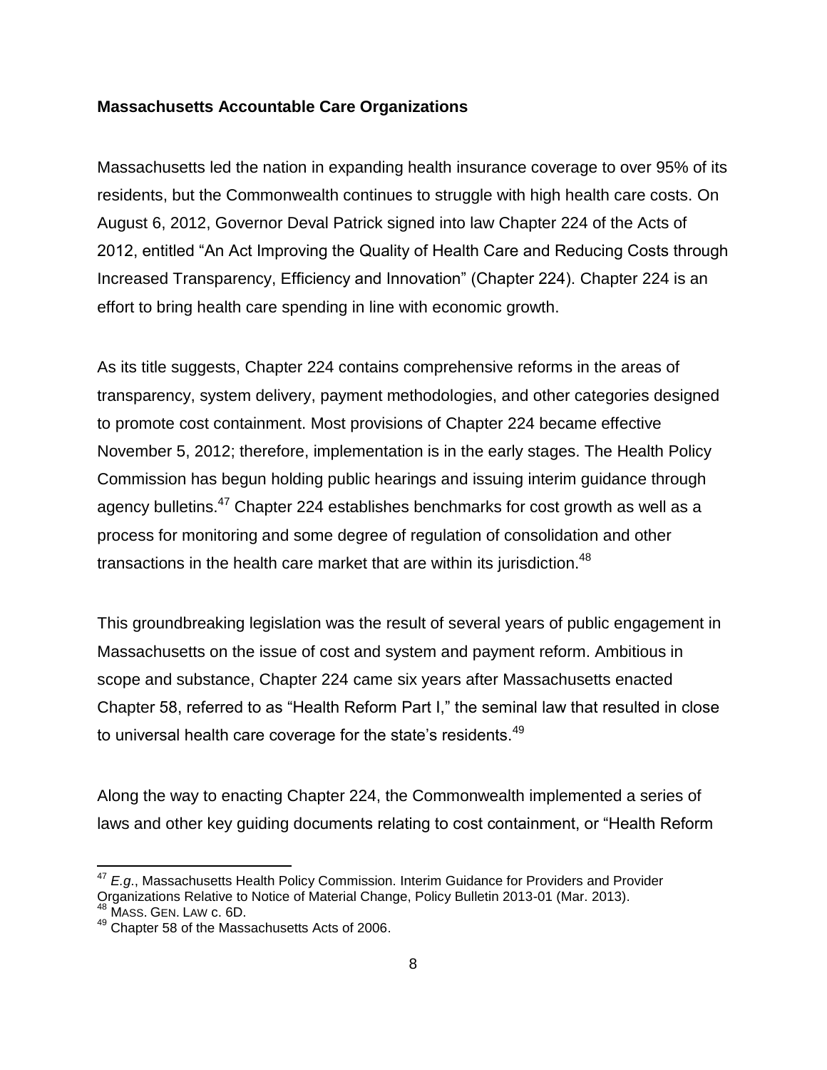**Massachusetts Accountable Care Organizations**

Massachusetts led the nation in expanding health insurance coverage to over 95% of its residents, but the Commonwealth continues to struggle with high health care costs. On August 6, 2012, Governor Deval Patrick signed into law Chapter 224 of the Acts of 2012, entitled "An Act Improving the Quality of Health Care and Reducing Costs through Increased Transparency, Efficiency and Innovation" (Chapter 224). Chapter 224 is an effort to bring health care spending in line with economic growth.

As its title suggests, Chapter 224 contains comprehensive reforms in the areas of transparency, system delivery, payment methodologies, and other categories designed to promote cost containment. Most provisions of Chapter 224 became effective November 5, 2012; therefore, implementation is in the early stages. The Health Policy Commission has begun holding public hearings and issuing interim guidance through agency bulletins.[47] Chapter 224 establishes benchmarks for cost growth as well as a process for monitoring and some degree of regulation of consolidation and other transactions in the health care market that are within its jurisdiction.[48]

This groundbreaking legislation was the result of several years of public engagement in Massachusetts on the issue of cost and system and payment reform. Ambitious in scope and substance, Chapter 224 came six years after Massachusetts enacted Chapter 58, referred to as "Health Reform Part I," the seminal law that resulted in close to universal health care coverage for the state's residents.[49]

Along the way to enacting Chapter 224, the Commonwealth implemented a series of laws and other key guiding documents relating to cost containment, or "Health Reform

---

[47] *E.g.*, Massachusetts Health Policy Commission. Interim Guidance for Providers and Provider Organizations Relative to Notice of Material Change, Policy Bulletin 2013-01 (Mar. 2013).

[48] MASS. GEN. LAW c. 6D.

[49] Chapter 58 of the Massachusetts Acts of 2006.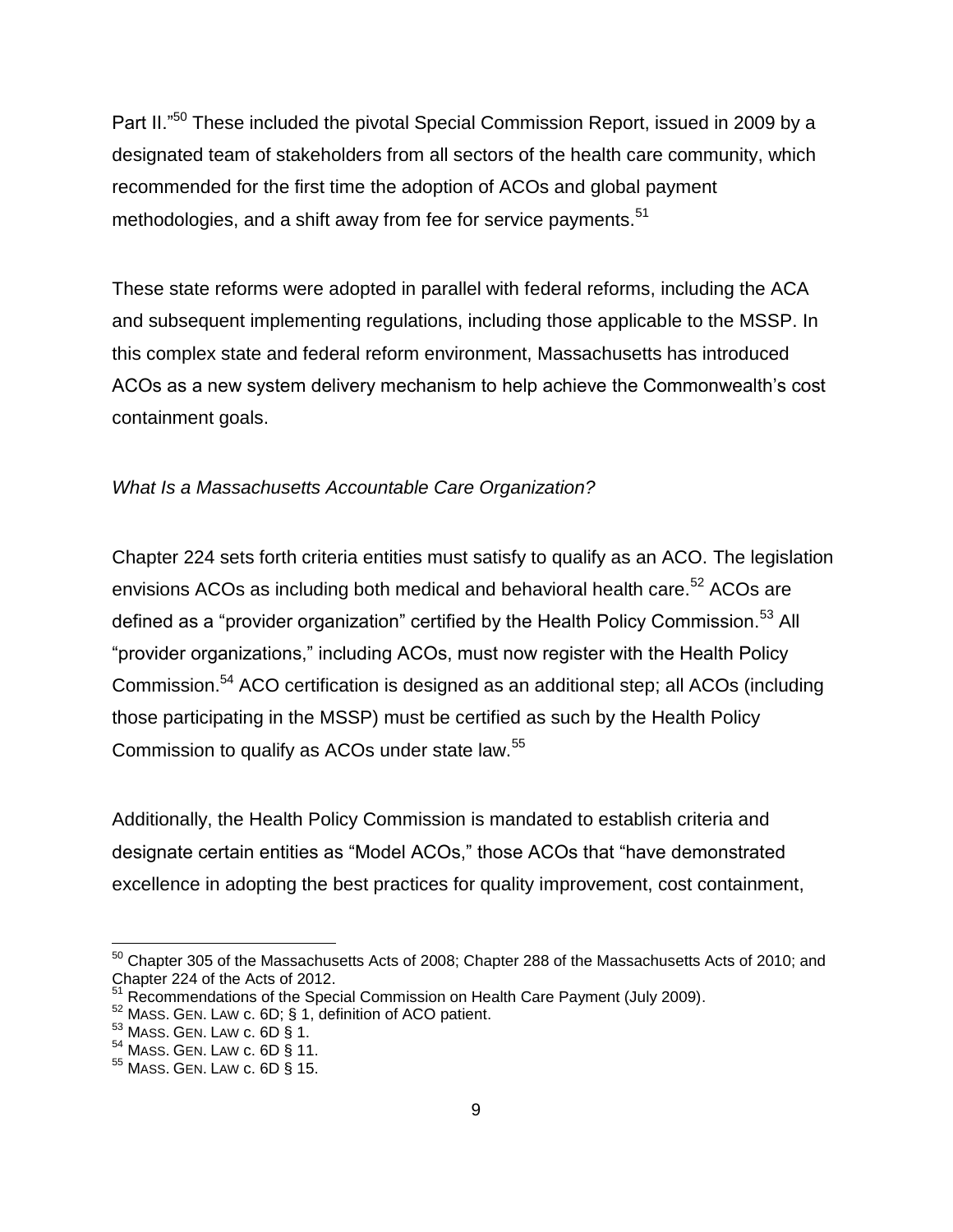Part II."[50] These included the pivotal Special Commission Report, issued in 2009 by a designated team of stakeholders from all sectors of the health care community, which recommended for the first time the adoption of ACOs and global payment methodologies, and a shift away from fee for service payments.[51]

These state reforms were adopted in parallel with federal reforms, including the ACA and subsequent implementing regulations, including those applicable to the MSSP. In this complex state and federal reform environment, Massachusetts has introduced ACOs as a new system delivery mechanism to help achieve the Commonwealth's cost containment goals.

*What Is a Massachusetts Accountable Care Organization?*

Chapter 224 sets forth criteria entities must satisfy to qualify as an ACO. The legislation envisions ACOs as including both medical and behavioral health care.[52] ACOs are defined as a "provider organization" certified by the Health Policy Commission.[53] All "provider organizations," including ACOs, must now register with the Health Policy Commission.[54] ACO certification is designed as an additional step; all ACOs (including those participating in the MSSP) must be certified as such by the Health Policy Commission to qualify as ACOs under state law.[55]

Additionally, the Health Policy Commission is mandated to establish criteria and designate certain entities as "Model ACOs," those ACOs that "have demonstrated excellence in adopting the best practices for quality improvement, cost containment,

---

[50] Chapter 305 of the Massachusetts Acts of 2008; Chapter 288 of the Massachusetts Acts of 2010; and Chapter 224 of the Acts of 2012.

[51] Recommendations of the Special Commission on Health Care Payment (July 2009).

[52] MASS. GEN. LAW c. 6D; § 1, definition of ACO patient.

[53] MASS. GEN. LAW c. 6D § 1.

[54] MASS. GEN. LAW c. 6D § 11.

[55] MASS. GEN. LAW c. 6D § 15.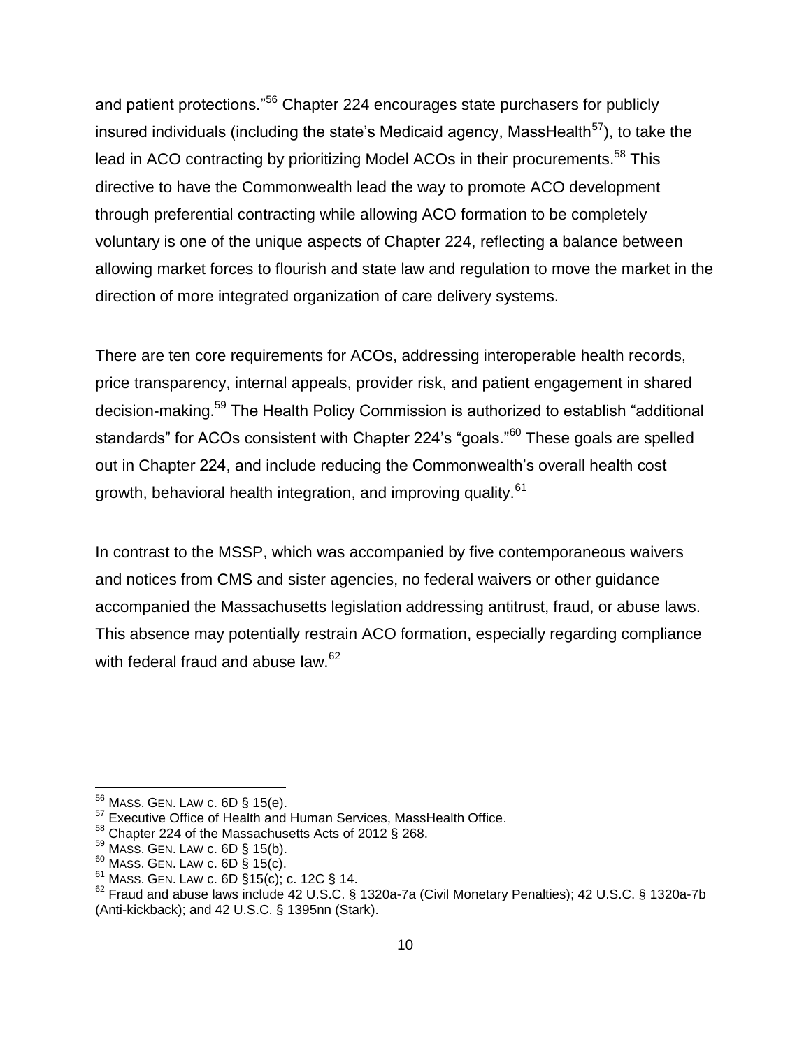and patient protections."[56] Chapter 224 encourages state purchasers for publicly insured individuals (including the state's Medicaid agency, MassHealth[57]), to take the lead in ACO contracting by prioritizing Model ACOs in their procurements.[58] This directive to have the Commonwealth lead the way to promote ACO development through preferential contracting while allowing ACO formation to be completely voluntary is one of the unique aspects of Chapter 224, reflecting a balance between allowing market forces to flourish and state law and regulation to move the market in the direction of more integrated organization of care delivery systems.

There are ten core requirements for ACOs, addressing interoperable health records, price transparency, internal appeals, provider risk, and patient engagement in shared decision-making.[59] The Health Policy Commission is authorized to establish "additional standards" for ACOs consistent with Chapter 224's "goals."[60] These goals are spelled out in Chapter 224, and include reducing the Commonwealth's overall health cost growth, behavioral health integration, and improving quality.[61]

In contrast to the MSSP, which was accompanied by five contemporaneous waivers and notices from CMS and sister agencies, no federal waivers or other guidance accompanied the Massachusetts legislation addressing antitrust, fraud, or abuse laws. This absence may potentially restrain ACO formation, especially regarding compliance with federal fraud and abuse law.[62]

---

[56] MASS. GEN. LAW c. 6D § 15(e).
[57] Executive Office of Health and Human Services, MassHealth Office.
[58] Chapter 224 of the Massachusetts Acts of 2012 § 268.
[59] MASS. GEN. LAW c. 6D § 15(b).
[60] MASS. GEN. LAW c. 6D § 15(c).
[61] MASS. GEN. LAW c. 6D §15(c); c. 12C § 14.
[62] Fraud and abuse laws include 42 U.S.C. § 1320a-7a (Civil Monetary Penalties); 42 U.S.C. § 1320a-7b (Anti-kickback); and 42 U.S.C. § 1395nn (Stark).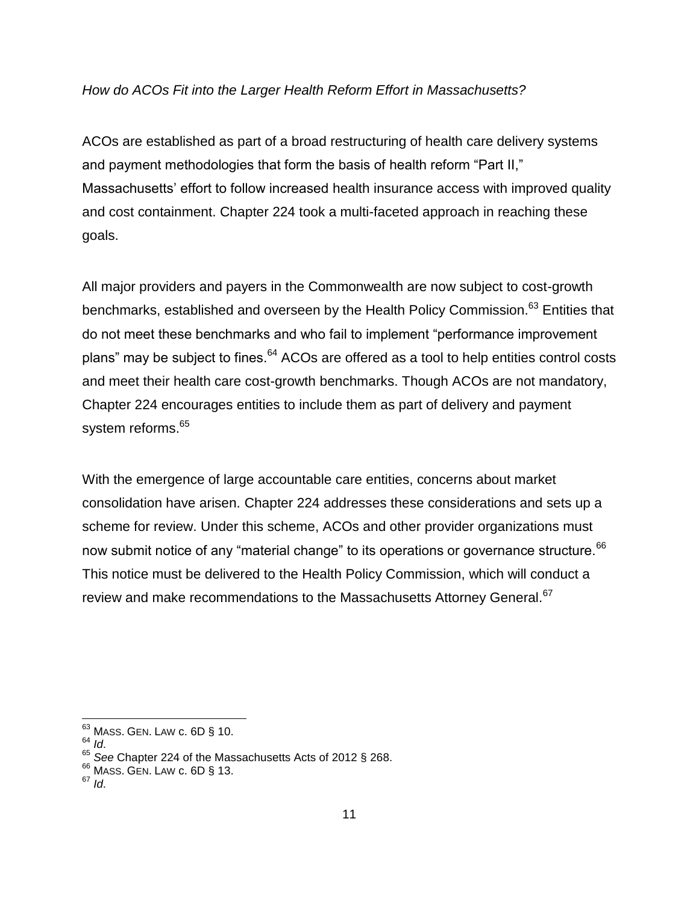*How do ACOs Fit into the Larger Health Reform Effort in Massachusetts?*

ACOs are established as part of a broad restructuring of health care delivery systems and payment methodologies that form the basis of health reform "Part II," Massachusetts' effort to follow increased health insurance access with improved quality and cost containment. Chapter 224 took a multi-faceted approach in reaching these goals.

All major providers and payers in the Commonwealth are now subject to cost-growth benchmarks, established and overseen by the Health Policy Commission.[63] Entities that do not meet these benchmarks and who fail to implement "performance improvement plans" may be subject to fines.[64] ACOs are offered as a tool to help entities control costs and meet their health care cost-growth benchmarks. Though ACOs are not mandatory, Chapter 224 encourages entities to include them as part of delivery and payment system reforms.[65]

With the emergence of large accountable care entities, concerns about market consolidation have arisen. Chapter 224 addresses these considerations and sets up a scheme for review. Under this scheme, ACOs and other provider organizations must now submit notice of any "material change" to its operations or governance structure.[66] This notice must be delivered to the Health Policy Commission, which will conduct a review and make recommendations to the Massachusetts Attorney General.[67]

---

[63] MASS. GEN. LAW c. 6D § 10.

[64] *Id*.

[65] *See* Chapter 224 of the Massachusetts Acts of 2012 § 268.

[66] MASS. GEN. LAW c. 6D § 13.

[67] *Id*.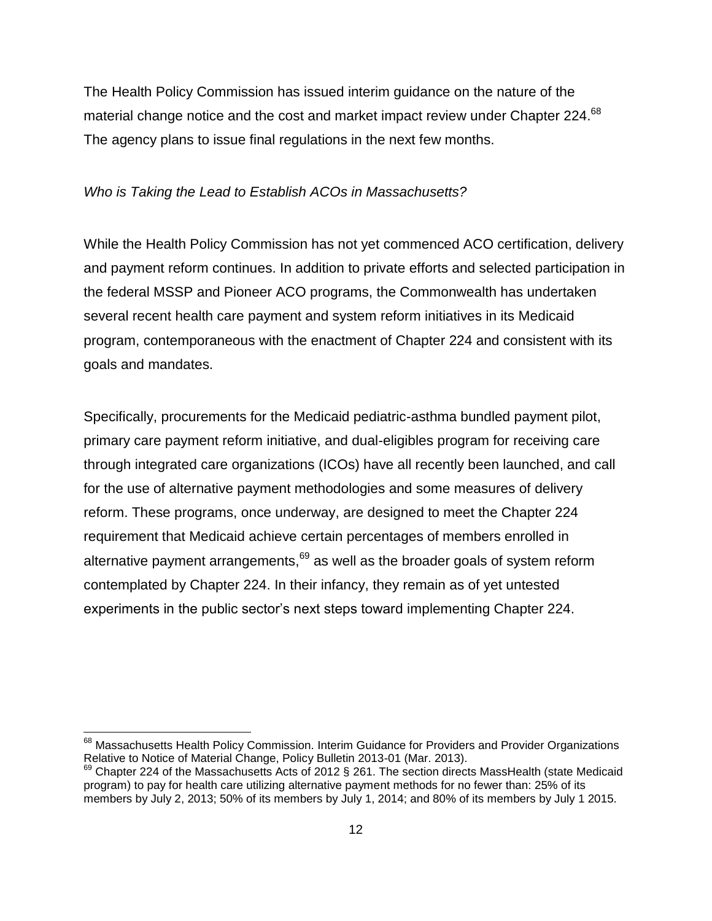The Health Policy Commission has issued interim guidance on the nature of the material change notice and the cost and market impact review under Chapter 224.[68] The agency plans to issue final regulations in the next few months.

*Who is Taking the Lead to Establish ACOs in Massachusetts?*

While the Health Policy Commission has not yet commenced ACO certification, delivery and payment reform continues. In addition to private efforts and selected participation in the federal MSSP and Pioneer ACO programs, the Commonwealth has undertaken several recent health care payment and system reform initiatives in its Medicaid program, contemporaneous with the enactment of Chapter 224 and consistent with its goals and mandates.

Specifically, procurements for the Medicaid pediatric-asthma bundled payment pilot, primary care payment reform initiative, and dual-eligibles program for receiving care through integrated care organizations (ICOs) have all recently been launched, and call for the use of alternative payment methodologies and some measures of delivery reform. These programs, once underway, are designed to meet the Chapter 224 requirement that Medicaid achieve certain percentages of members enrolled in alternative payment arrangements,[69] as well as the broader goals of system reform contemplated by Chapter 224. In their infancy, they remain as of yet untested experiments in the public sector's next steps toward implementing Chapter 224.

---

[68] Massachusetts Health Policy Commission. Interim Guidance for Providers and Provider Organizations Relative to Notice of Material Change, Policy Bulletin 2013-01 (Mar. 2013).

[69] Chapter 224 of the Massachusetts Acts of 2012 § 261. The section directs MassHealth (state Medicaid program) to pay for health care utilizing alternative payment methods for no fewer than: 25% of its members by July 2, 2013; 50% of its members by July 1, 2014; and 80% of its members by July 1 2015.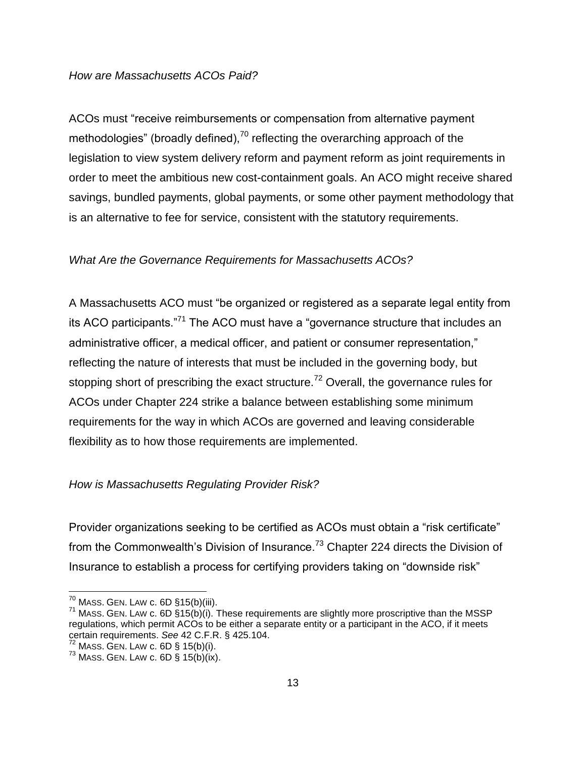*How are Massachusetts ACOs Paid?*

ACOs must "receive reimbursements or compensation from alternative payment methodologies" (broadly defined),[70] reflecting the overarching approach of the legislation to view system delivery reform and payment reform as joint requirements in order to meet the ambitious new cost-containment goals. An ACO might receive shared savings, bundled payments, global payments, or some other payment methodology that is an alternative to fee for service, consistent with the statutory requirements.

*What Are the Governance Requirements for Massachusetts ACOs?*

A Massachusetts ACO must "be organized or registered as a separate legal entity from its ACO participants."[71] The ACO must have a "governance structure that includes an administrative officer, a medical officer, and patient or consumer representation," reflecting the nature of interests that must be included in the governing body, but stopping short of prescribing the exact structure.[72] Overall, the governance rules for ACOs under Chapter 224 strike a balance between establishing some minimum requirements for the way in which ACOs are governed and leaving considerable flexibility as to how those requirements are implemented.

*How is Massachusetts Regulating Provider Risk?*

Provider organizations seeking to be certified as ACOs must obtain a "risk certificate" from the Commonwealth's Division of Insurance.[73] Chapter 224 directs the Division of Insurance to establish a process for certifying providers taking on "downside risk"

---

[70] MASS. GEN. LAW c. 6D §15(b)(iii).

[71] MASS. GEN. LAW c. 6D §15(b)(i). These requirements are slightly more proscriptive than the MSSP regulations, which permit ACOs to be either a separate entity or a participant in the ACO, if it meets certain requirements. *See* 42 C.F.R. § 425.104.

[72] MASS. GEN. LAW c. 6D § 15(b)(i).

[73] MASS. GEN. LAW c. 6D § 15(b)(ix).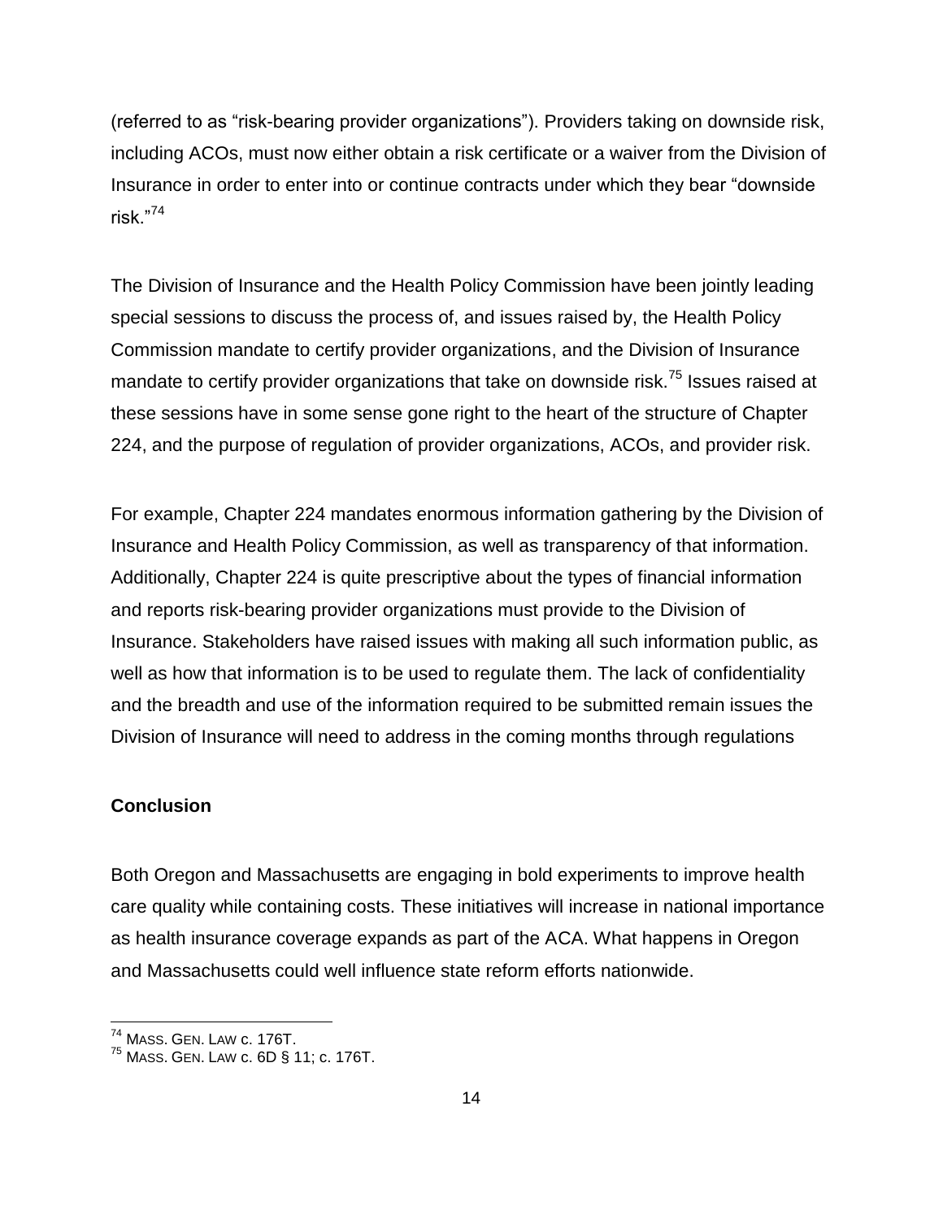(referred to as “risk-bearing provider organizations”). Providers taking on downside risk, including ACOs, must now either obtain a risk certificate or a waiver from the Division of Insurance in order to enter into or continue contracts under which they bear “downside risk.”[74]

The Division of Insurance and the Health Policy Commission have been jointly leading special sessions to discuss the process of, and issues raised by, the Health Policy Commission mandate to certify provider organizations, and the Division of Insurance mandate to certify provider organizations that take on downside risk.[75] Issues raised at these sessions have in some sense gone right to the heart of the structure of Chapter 224, and the purpose of regulation of provider organizations, ACOs, and provider risk.

For example, Chapter 224 mandates enormous information gathering by the Division of Insurance and Health Policy Commission, as well as transparency of that information. Additionally, Chapter 224 is quite prescriptive about the types of financial information and reports risk-bearing provider organizations must provide to the Division of Insurance. Stakeholders have raised issues with making all such information public, as well as how that information is to be used to regulate them. The lack of confidentiality and the breadth and use of the information required to be submitted remain issues the Division of Insurance will need to address in the coming months through regulations

**Conclusion**

Both Oregon and Massachusetts are engaging in bold experiments to improve health care quality while containing costs. These initiatives will increase in national importance as health insurance coverage expands as part of the ACA. What happens in Oregon and Massachusetts could well influence state reform efforts nationwide.

---

[74] MASS. GEN. LAW c. 176T.
[75] MASS. GEN. LAW c. 6D § 11; c. 176T.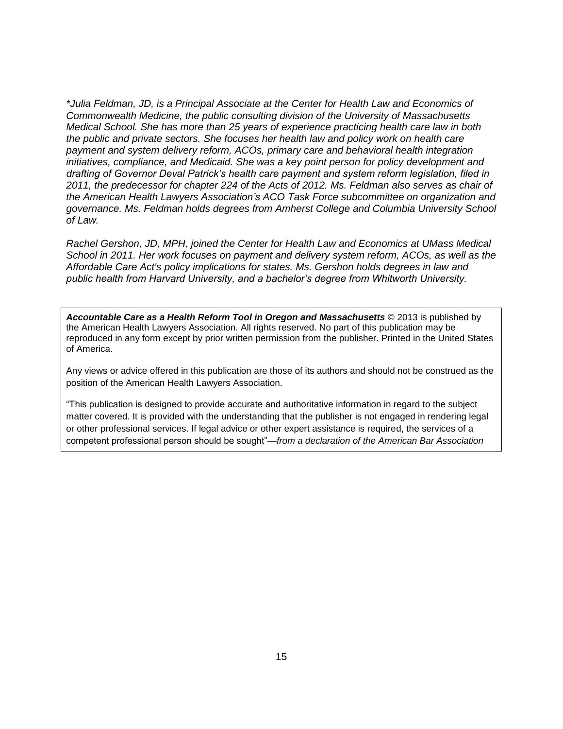*\*Julia Feldman, JD, is a Principal Associate at the Center for Health Law and Economics of Commonwealth Medicine, the public consulting division of the University of Massachusetts Medical School. She has more than 25 years of experience practicing health care law in both the public and private sectors. She focuses her health law and policy work on health care payment and system delivery reform, ACOs, primary care and behavioral health integration initiatives, compliance, and Medicaid. She was a key point person for policy development and drafting of Governor Deval Patrick's health care payment and system reform legislation, filed in 2011, the predecessor for chapter 224 of the Acts of 2012. Ms. Feldman also serves as chair of the American Health Lawyers Association's ACO Task Force subcommittee on organization and governance. Ms. Feldman holds degrees from Amherst College and Columbia University School of Law.*

*Rachel Gershon, JD, MPH, joined the Center for Health Law and Economics at UMass Medical School in 2011. Her work focuses on payment and delivery system reform, ACOs, as well as the Affordable Care Act's policy implications for states. Ms. Gershon holds degrees in law and public health from Harvard University, and a bachelor's degree from Whitworth University.*

***Accountable Care as a Health Reform Tool in Oregon and Massachusetts*** © 2013 is published by the American Health Lawyers Association. All rights reserved. No part of this publication may be reproduced in any form except by prior written permission from the publisher. Printed in the United States of America.

Any views or advice offered in this publication are those of its authors and should not be construed as the position of the American Health Lawyers Association.

"This publication is designed to provide accurate and authoritative information in regard to the subject matter covered. It is provided with the understanding that the publisher is not engaged in rendering legal or other professional services. If legal advice or other expert assistance is required, the services of a competent professional person should be sought"—*from a declaration of the American Bar Association*